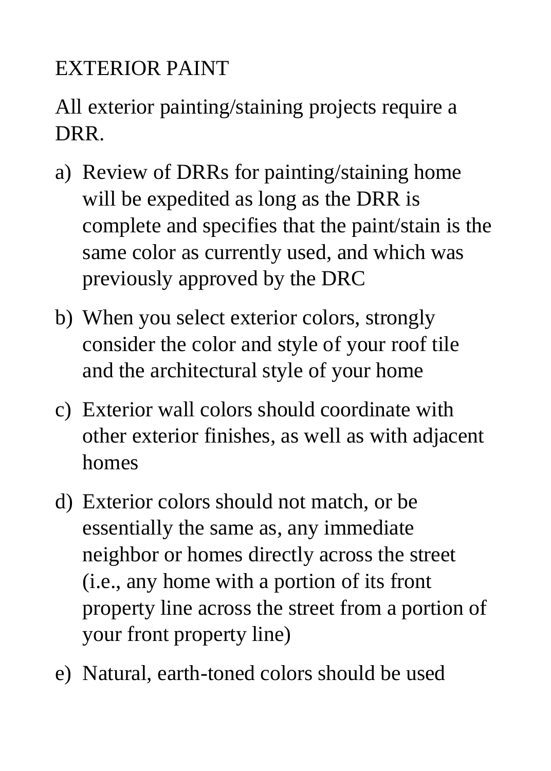# EXTERIOR PAINT

All exterior painting/staining projects require a DRR.

a) Review of DRRs for painting/staining home will be expedited as long as the DRR is complete and specifies that the paint/stain is the same color as currently used, and which was previously approved by the DRC

b) When you select exterior colors, strongly consider the color and style of your roof tile and the architectural style of your home

c) Exterior wall colors should coordinate with other exterior finishes, as well as with adjacent homes

d) Exterior colors should not match, or be essentially the same as, any immediate neighbor or homes directly across the street (i.e., any home with a portion of its front property line across the street from a portion of your front property line)

e) Natural, earth-toned colors should be used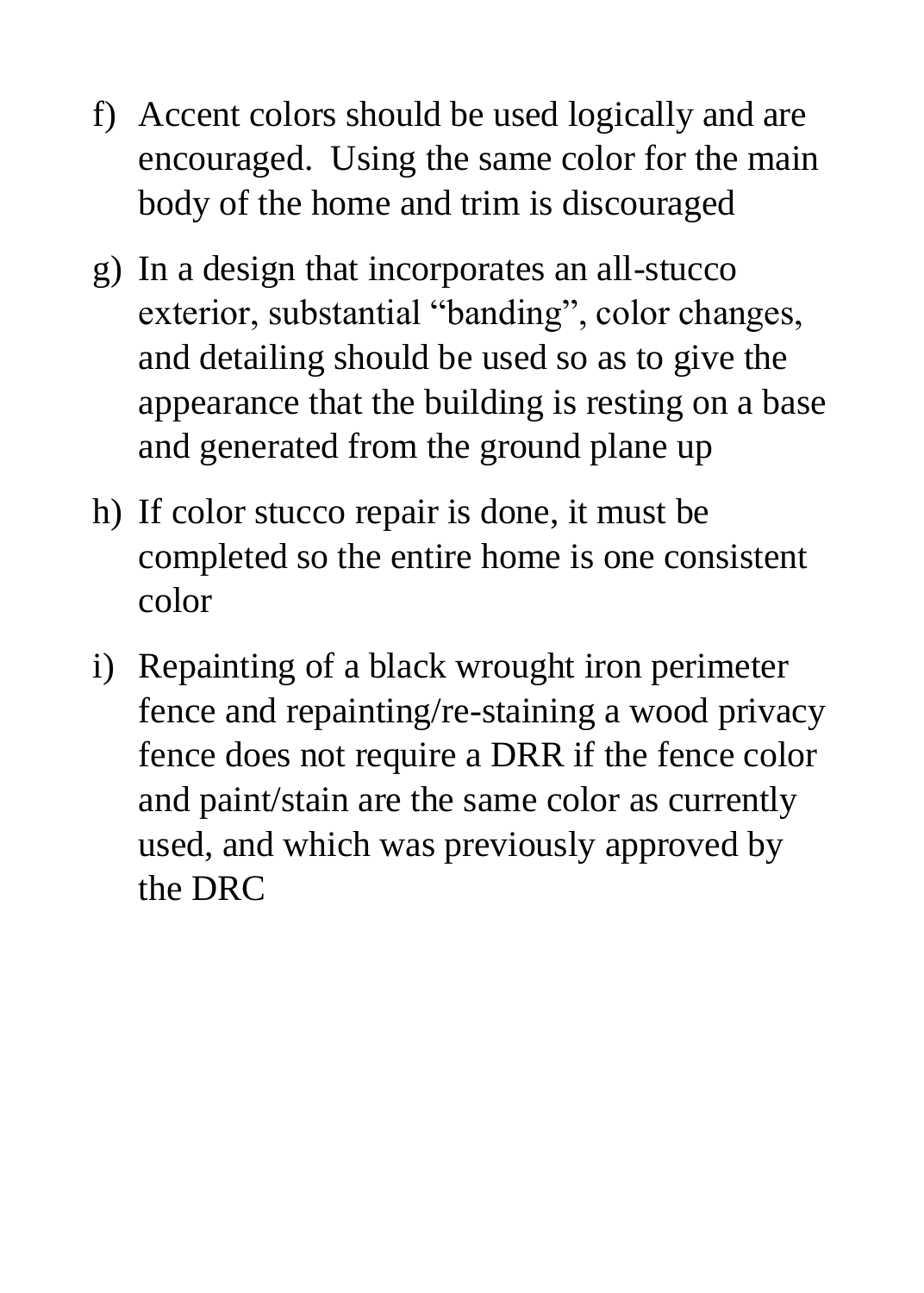f) Accent colors should be used logically and are encouraged.  Using the same color for the main body of the home and trim is discouraged

g) In a design that incorporates an all-stucco exterior, substantial “banding”, color changes, and detailing should be used so as to give the appearance that the building is resting on a base and generated from the ground plane up

h) If color stucco repair is done, it must be completed so the entire home is one consistent color

i) Repainting of a black wrought iron perimeter fence and repainting/re-staining a wood privacy fence does not require a DRR if the fence color and paint/stain are the same color as currently used, and which was previously approved by the DRC